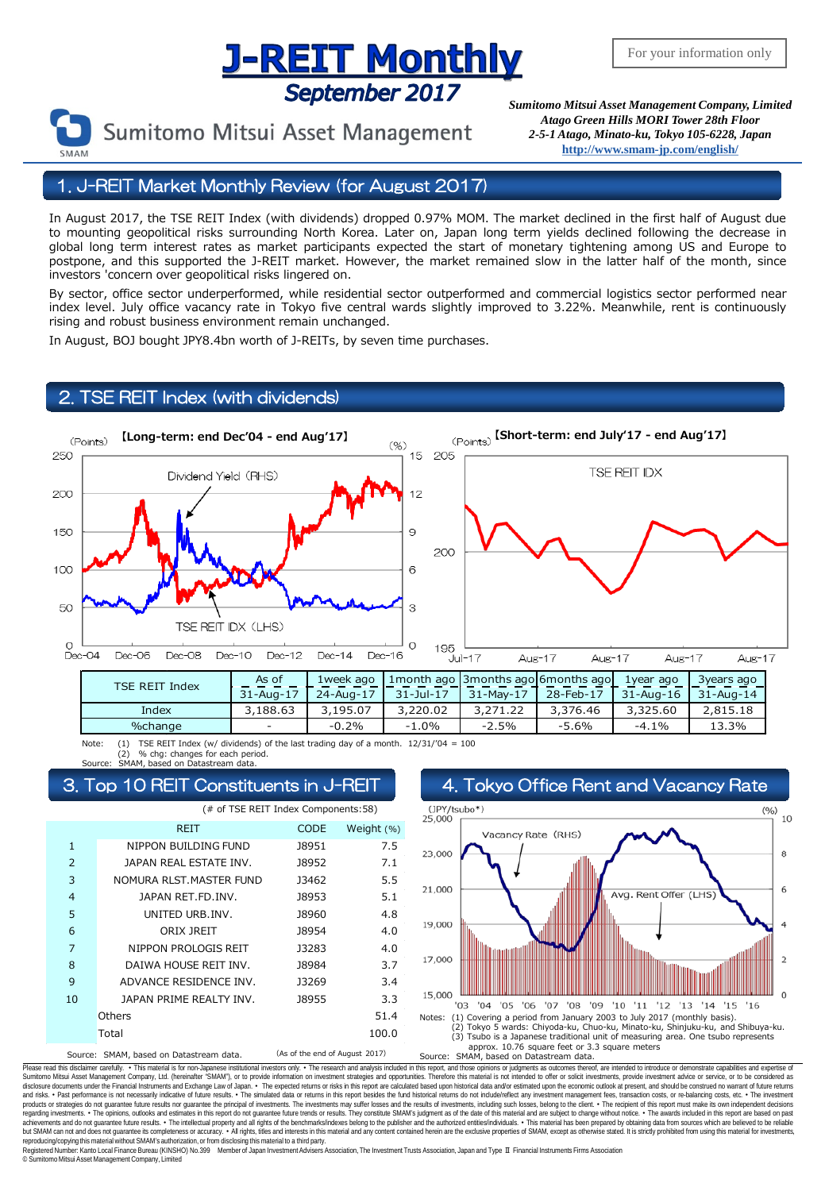# J-REIT Monthly

## September 2017

For your information only

Sumitomo Mitsui Asset Management

***Sumitomo Mitsui Asset Management Company, Limited***
***Atago Green Hills MORI Tower 28th Floor***
***2-5-1 Atago, Minato-ku, Tokyo 105-6228, Japan***
**http://www.smam-jp.com/english/**

## 1. J-REIT Market Monthly Review (for August 2017)

In August 2017, the TSE REIT Index (with dividends) dropped 0.97% MOM. The market declined in the first half of August due to mounting geopolitical risks surrounding North Korea. Later on, Japan long term yields declined following the decrease in global long term interest rates as market participants expected the start of monetary tightening among US and Europe to postpone, and this supported the J-REIT market. However, the market remained slow in the latter half of the month, since investors 'concern over geopolitical risks lingered on.

By sector, office sector underperformed, while residential sector outperformed and commercial logistics sector performed near index level. July office vacancy rate in Tokyo five central wards slightly improved to 3.22%. Meanwhile, rent is continuously rising and robust business environment remain unchanged.

In August, BOJ bought JPY8.4bn worth of J-REITs, by seven time purchases.

## 2. TSE REIT Index (with dividends)

【Long-term: end Dec'04 - end Aug'17】

【Short-term: end July'17 - end Aug'17】

| TSE REIT Index | As of 31-Aug-17 | 1week ago 24-Aug-17 | 1month ago 31-Jul-17 | 3months ago 31-May-17 | 6months ago 28-Feb-17 | 1year ago 31-Aug-16 | 3years ago 31-Aug-14 |
|---|---|---|---|---|---|---|---|
| Index | 3,188.63 | 3,195.07 | 3,220.02 | 3,271.22 | 3,376.46 | 3,325.60 | 2,815.18 |
| %change | - | -0.2% | -1.0% | -2.5% | -5.6% | -4.1% | 13.3% |

Note: (1) TSE REIT Index (w/ dividends) of the last trading day of a month. 12/31/'04 = 100
(2) % chg: changes for each period.
Source: SMAM, based on Datastream data.

## 3. Top 10 REIT Constituents in J-REIT

(# of TSE REIT Index Components:58)

| | REIT | CODE | Weight (%) |
|---|---|---|---|
| 1 | NIPPON BUILDING FUND | J8951 | 7.5 |
| 2 | JAPAN REAL ESTATE INV. | J8952 | 7.1 |
| 3 | NOMURA RLST.MASTER FUND | J3462 | 5.5 |
| 4 | JAPAN RET.FD.INV. | J8953 | 5.1 |
| 5 | UNITED URB.INV. | J8960 | 4.8 |
| 6 | ORIX JREIT | J8954 | 4.0 |
| 7 | NIPPON PROLOGIS REIT | J3283 | 4.0 |
| 8 | DAIWA HOUSE REIT INV. | J8984 | 3.7 |
| 9 | ADVANCE RESIDENCE INV. | J3269 | 3.4 |
| 10 | JAPAN PRIME REALTY INV. | J8955 | 3.3 |
| | Others | | 51.4 |
| | Total | | 100.0 |

Source: SMAM, based on Datastream data. (As of the end of August 2017)

## 4. Tokyo Office Rent and Vacancy Rate

Notes: (1) Covering a period from January 2003 to July 2017 (monthly basis).
(2) Tokyo 5 wards: Chiyoda-ku, Chuo-ku, Minato-ku, Shinjuku-ku, and Shibuya-ku.
(3) Tsubo is a Japanese traditional unit of measuring area. One tsubo represents approx. 10.76 square feet or 3.3 square meters
Source: SMAM, based on Datastream data.

Please read this disclaimer carefully. • This material is for non-Japanese institutional investors only. • The research and analysis included in this report, and those opinions or judgments as outcomes thereof, are intended to introduce or demonstrate capabilities and expertise of Sumitomo Mitsui Asset Management Company, Ltd. (hereinafter "SMAM"), or to provide information on investment strategies and opportunities. Therefore this material is not intended to offer or solicit investments, provide investment advice or service, or to be considered as disclosure documents under the Financial Instruments and Exchange Law of Japan. • The expected returns or risks in this report are calculated based upon historical data and/or estimated upon the economic outlook at present, and should be construed no warrant of future returns and risks. • Past performance is not necessarily indicative of future results. • The simulated data or returns in this report besides the fund historical returns do not include/reflect any investment management fees, transaction costs, or re-balancing costs, etc. • The investment products or strategies do not guarantee future results nor guarantee the principal of investments. The investments may suffer losses and the results of investments, including such losses, belong to the client. • The recipient of this report must make its own independent decisions regarding investments. • The opinions, outlooks and estimates in this report do not guarantee future trends or results. They constitute SMAM's judgment as of the date of this material and are subject to change without notice. • The awards included in this report are based on past achievements and do not guarantee future results. • The intellectual property and all rights of the benchmarks/indexes belong to the publisher and the authorized entities/individuals. • This material has been prepared by obtaining data from sources which are believed to be reliable but SMAM can not and does not guarantee its completeness or accuracy. • All rights, titles and interests in this material and any content contained herein are the exclusive properties of SMAM, except as otherwise stated. It is strictly prohibited from using this material for investments, reproducing/copying this material without SMAM's authorization, or from disclosing this material to a third party.

Registered Number: Kanto Local Finance Bureau (KINSHO) No.399 Member of Japan Investment Advisers Association, The Investment Trusts Association, Japan and Type Ⅱ Financial Instruments Firms Association

© Sumitomo Mitsui Asset Management Company, Limited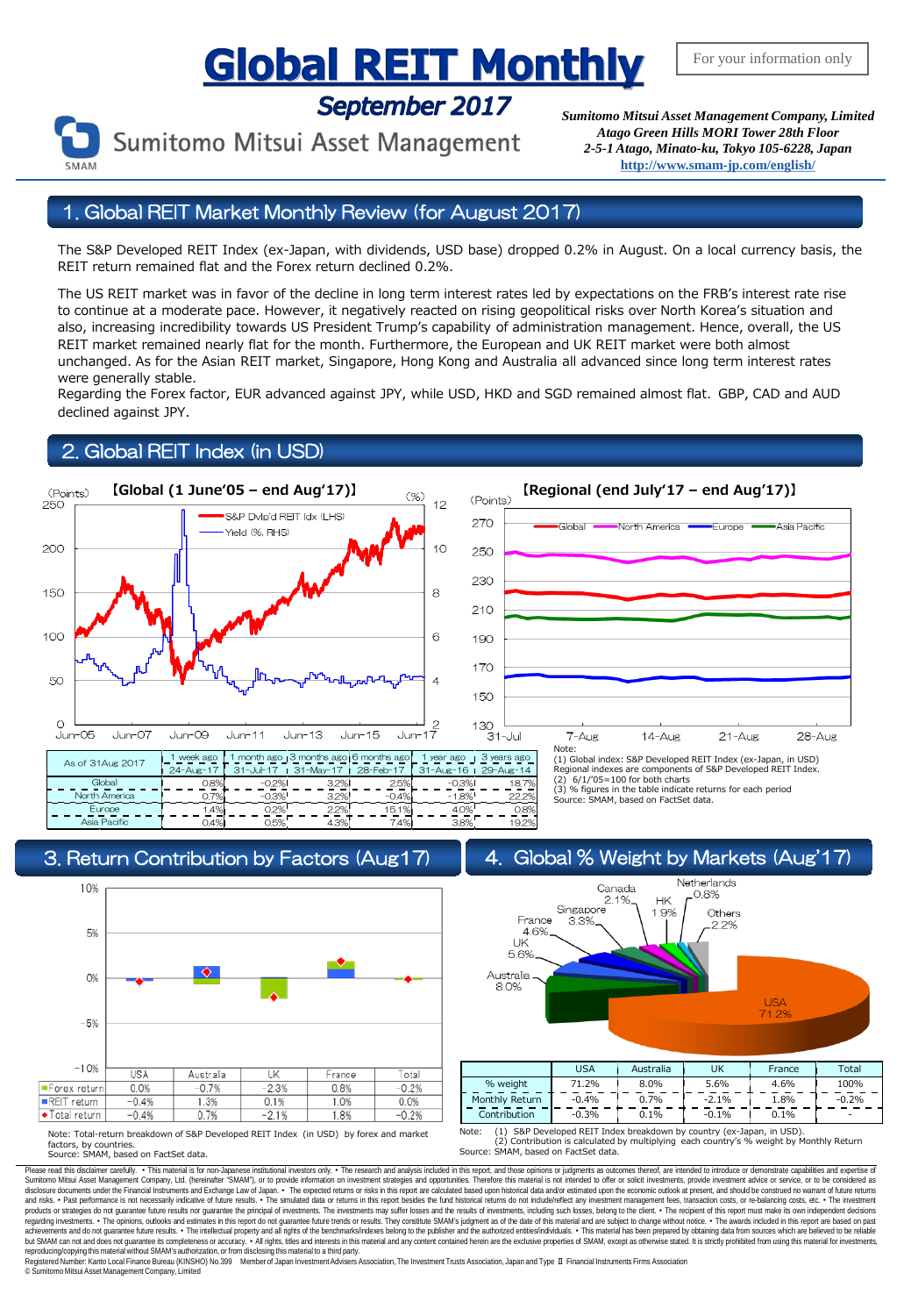# Global REIT Monthly

## September 2017

For your information only

Sumitomo Mitsui Asset Management

*Sumitomo Mitsui Asset Management Company, Limited*
*Atago Green Hills MORI Tower 28th Floor*
*2-5-1 Atago, Minato-ku, Tokyo 105-6228, Japan*
http://www.smam-jp.com/english/

## 1. Global REIT Market Monthly Review (for August 2017)

The S&P Developed REIT Index (ex-Japan, with dividends, USD base) dropped 0.2% in August. On a local currency basis, the REIT return remained flat and the Forex return declined 0.2%.

The US REIT market was in favor of the decline in long term interest rates led by expectations on the FRB's interest rate rise to continue at a moderate pace. However, it negatively reacted on rising geopolitical risks over North Korea's situation and also, increasing incredibility towards US President Trump's capability of administration management. Hence, overall, the US REIT market remained nearly flat for the month. Furthermore, the European and UK REIT market were both almost unchanged. As for the Asian REIT market, Singapore, Hong Kong and Australia all advanced since long term interest rates were generally stable.
Regarding the Forex factor, EUR advanced against JPY, while USD, HKD and SGD remained almost flat. GBP, CAD and AUD declined against JPY.

## 2. Global REIT Index (in USD)

【Global (1 June'05 – end Aug'17)】

(Points) (%)
S&P Dvlp'd REIT Idx (LHS)
Yield (%, RHS)
0 50 100 150 200 250
2 4 6 8 10 12
Jun-05 Jun-07 Jun-09 Jun-11 Jun-13 Jun-15 Jun-17

【Regional (end July'17 – end Aug'17)】

(Points)
Global North America Europe Asia Pacific
130 150 170 190 210 230 250 270
31-Jul 7-Aug 14-Aug 21-Aug 28-Aug

| As of 31Aug 2017 | 1 week ago 24-Aug-17 | 1 month ago 31-Jul-17 | 3 months ago 31-May-17 | 6 months ago 28-Feb-17 | 1 year ago 31-Aug-16 | 3 years ago 29-Aug-14 |
|---|---|---|---|---|---|---|
| Global | 0.8% | -0.2% | 3.2% | 2.5% | -0.3% | 18.7% |
| North America | 0.7% | -0.3% | 3.2% | -0.4% | -1.8% | 22.2% |
| Europe | 1.4% | 0.2% | 2.2% | 15.1% | 4.0% | 0.8% |
| Asia Pacific | 0.4% | 0.5% | 4.3% | 7.4% | 3.8% | 19.2% |

Note:
(1) Global index: S&P Developed REIT Index (ex-Japan, in USD)
Regional indexes are components of S&P Developed REIT Index.
(2) 6/1/'05=100 for both charts
(3) % figures in the table indicate returns for each period
Source: SMAM, based on FactSet data.

## 3. Return Contribution by Factors (Aug17)

10% 5% 0% -5% -10%

| | USA | Australia | UK | France | Total |
|---|---|---|---|---|---|
| Forex return | 0.0% | -0.7% | -2.3% | 0.8% | -0.2% |
| REIT return | -0.4% | 1.3% | 0.1% | 1.0% | 0.0% |
| Total return | -0.4% | 0.7% | -2.1% | 1.8% | -0.2% |

Note: Total-return breakdown of S&P Developed REIT Index (in USD) by forex and market factors, by countries.
Source: SMAM, based on FactSet data.

## 4. Global % Weight by Markets (Aug'17)

Canada 2.1%
HK 1.9%
Netherlands 0.8%
Others 2.2%
Singapore 3.3%
France 4.6%
UK 5.6%
Australia 8.0%
USA 71.2%

| | USA | Australia | UK | France | Total |
|---|---|---|---|---|---|
| % weight | 71.2% | 8.0% | 5.6% | 4.6% | 100% |
| Monthly Return | -0.4% | 0.7% | -2.1% | 1.8% | -0.2% |
| Contribution | -0.3% | 0.1% | -0.1% | 0.1% | - |

Note: (1) S&P Developed REIT Index breakdown by country (ex-Japan, in USD).
(2) Contribution is calculated by multiplying each country's % weight by Monthly Return
Source: SMAM, based on FactSet data.

Please read this disclaimer carefully. • This material is for non-Japanese institutional investors only. • The research and analysis included in this report, and those opinions or judgments as outcomes thereof, are intended to introduce or demonstrate capabilities and expertise of Sumitomo Mitsui Asset Management Company, Ltd. (hereinafter "SMAM"), or to provide information on investment strategies and opportunities. Therefore this material is not intended to offer or solicit investments, provide investment advice or service, or to be considered as disclosure documents under the Financial Instruments and Exchange Law of Japan. • The expected returns or risks in this report are calculated based upon historical data and/or estimated upon the economic outlook at present, and should be construed no warrant of future returns and risks. • Past performance is not necessarily indicative of future results. • The simulated data or returns in this report besides the fund historical returns do not include/reflect any investment management fees, transaction costs, or re-balancing costs, etc. • The investment products or strategies do not guarantee future results nor guarantee the principal of investments. The investments may suffer losses and the results of investments, including such losses, belong to the client. • The recipient of this report must make its own independent decisions regarding investments. • The opinions, outlooks and estimates in this report do not guarantee future trends or results. They constitute SMAM's judgment as of the date of this material and are subject to change without notice. • The awards included in this report are based on past achievements and do not guarantee future results. • The intellectual property and all rights of the benchmarks/indexes belong to the publisher and the authorized entities/individuals. • This material has been prepared by obtaining data from sources which are believed to be reliable but SMAM can not and does not guarantee its completeness or accuracy. • All rights, titles and interests in this material and any content contained herein are the exclusive properties of SMAM, except as otherwise stated. It is strictly prohibited from using this material for investments, reproducing/copying this material without SMAM's authorization, or from disclosing this material to a third party.
Registered Number: Kanto Local Finance Bureau (KINSHO) No.399 Member of Japan Investment Advisers Association, The Investment Trusts Association, Japan and Type II Financial Instruments Firms Association
© Sumitomo Mitsui Asset Management Company, Limited